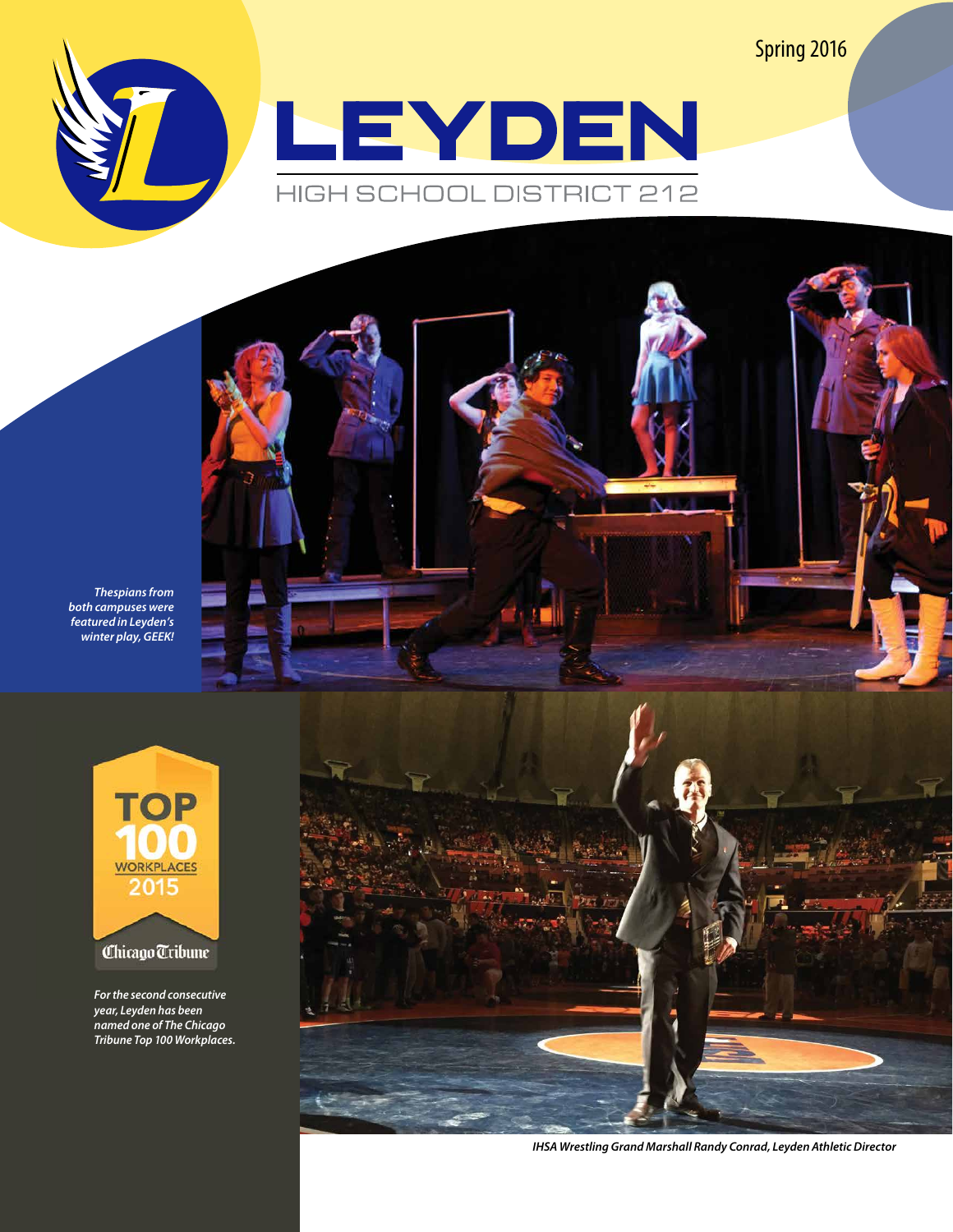Spring 2016

# LEYDEN

## HIGH SCHOOL DISTRICT 212

*Thespians from both campuses were featured in Leyden's winter play, GEEK!*

TOP 100 WORKPLACES 2015

Chicago Tribune

*For the second consecutive year, Leyden has been named one of The Chicago Tribune Top 100 Workplaces.*

*IHSA Wrestling Grand Marshall Randy Conrad, Leyden Athletic Director*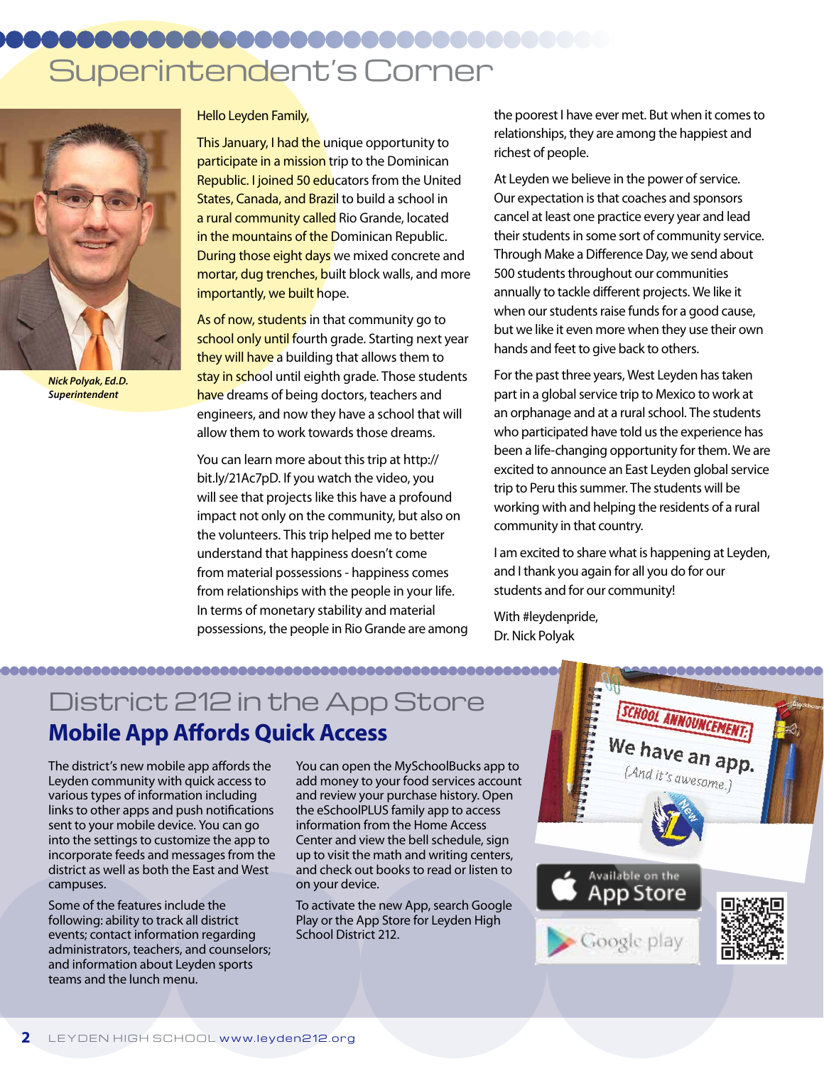# Superintendent's Corner

*Nick Polyak, Ed.D.*
*Superintendent*

Hello Leyden Family,

This January, I had the unique opportunity to participate in a mission trip to the Dominican Republic. I joined 50 educators from the United States, Canada, and Brazil to build a school in a rural community called Rio Grande, located in the mountains of the Dominican Republic. During those eight days we mixed concrete and mortar, dug trenches, built block walls, and more importantly, we built hope.

As of now, students in that community go to school only until fourth grade. Starting next year they will have a building that allows them to stay in school until eighth grade. Those students have dreams of being doctors, teachers and engineers, and now they have a school that will allow them to work towards those dreams.

You can learn more about this trip at http://bit.ly/21Ac7pD. If you watch the video, you will see that projects like this have a profound impact not only on the community, but also on the volunteers. This trip helped me to better understand that happiness doesn't come from material possessions - happiness comes from relationships with the people in your life. In terms of monetary stability and material possessions, the people in Rio Grande are among the poorest I have ever met. But when it comes to relationships, they are among the happiest and richest of people.

At Leyden we believe in the power of service. Our expectation is that coaches and sponsors cancel at least one practice every year and lead their students in some sort of community service. Through Make a Difference Day, we send about 500 students throughout our communities annually to tackle different projects. We like it when our students raise funds for a good cause, but we like it even more when they use their own hands and feet to give back to others.

For the past three years, West Leyden has taken part in a global service trip to Mexico to work at an orphanage and at a rural school. The students who participated have told us the experience has been a life-changing opportunity for them. We are excited to announce an East Leyden global service trip to Peru this summer. The students will be working with and helping the residents of a rural community in that country.

I am excited to share what is happening at Leyden, and I thank you again for all you do for our students and for our community!

With #leydenpride,
Dr. Nick Polyak

# District 212 in the App Store

## Mobile App Affords Quick Access

The district's new mobile app affords the Leyden community with quick access to various types of information including links to other apps and push notifications sent to your mobile device. You can go into the settings to customize the app to incorporate feeds and messages from the district as well as both the East and West campuses.

Some of the features include the following: ability to track all district events; contact information regarding administrators, teachers, and counselors; and information about Leyden sports teams and the lunch menu.

You can open the MySchoolBucks app to add money to your food services account and review your purchase history. Open the eSchoolPLUS family app to access information from the Home Access Center and view the bell schedule, sign up to visit the math and writing centers, and check out books to read or listen to on your device.

To activate the new App, search Google Play or the App Store for Leyden High School District 212.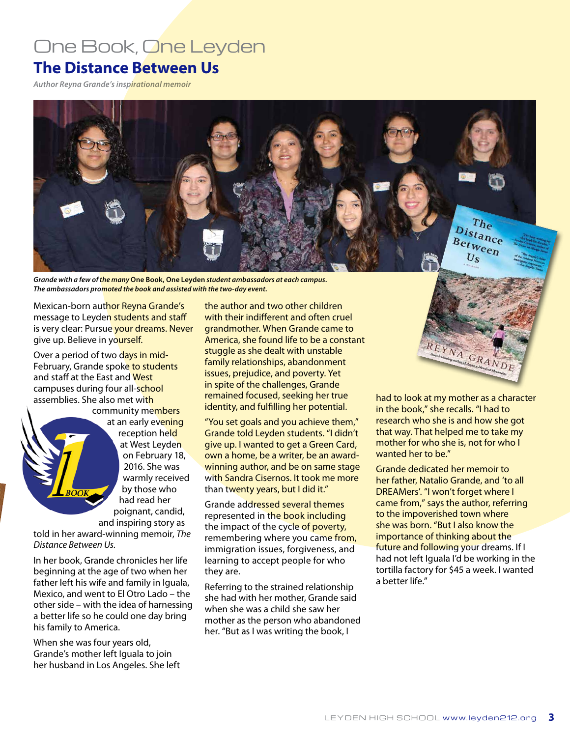# One Book, One Leyden

## The Distance Between Us

*Author Reyna Grande's inspirational memoir*

*Grande with a few of the many* **One Book, One Leyden** *student ambassadors at each campus. The ambassadors promoted the book and assisted with the two-day event.*

Mexican-born author Reyna Grande's message to Leyden students and staff is very clear: Pursue your dreams. Never give up. Believe in yourself.

Over a period of two days in mid-February, Grande spoke to students and staff at the East and West campuses during four all-school assemblies. She also met with community members at an early evening reception held at West Leyden on February 18, 2016. She was warmly received by those who had read her poignant, candid, and inspiring story as told in her award-winning memoir, *The Distance Between Us.*

In her book, Grande chronicles her life beginning at the age of two when her father left his wife and family in Iguala, Mexico, and went to El Otro Lado – the other side – with the idea of harnessing a better life so he could one day bring his family to America.

When she was four years old, Grande's mother left Iguala to join her husband in Los Angeles. She left the author and two other children with their indifferent and often cruel grandmother. When Grande came to America, she found life to be a constant stuggle as she dealt with unstable family relationships, abandonment issues, prejudice, and poverty. Yet in spite of the challenges, Grande remained focused, seeking her true identity, and fulfilling her potential.

"You set goals and you achieve them," Grande told Leyden students. "I didn't give up. I wanted to get a Green Card, own a home, be a writer, be an award-winning author, and be on same stage with Sandra Cisernos. It took me more than twenty years, but I did it."

Grande addressed several themes represented in the book including the impact of the cycle of poverty, remembering where you came from, immigration issues, forgiveness, and learning to accept people for who they are.

Referring to the strained relationship she had with her mother, Grande said when she was a child she saw her mother as the person who abandoned her. "But as I was writing the book, I had to look at my mother as a character in the book," she recalls. "I had to research who she is and how she got that way. That helped me to take my mother for who she is, not for who I wanted her to be."

Grande dedicated her memoir to her father, Natalio Grande, and 'to all DREAMers'. "I won't forget where I came from," says the author, referring to the impoverished town where she was born. "But I also know the importance of thinking about the future and following your dreams. If I had not left Iguala I'd be working in the tortilla factory for $45 a week. I wanted a better life."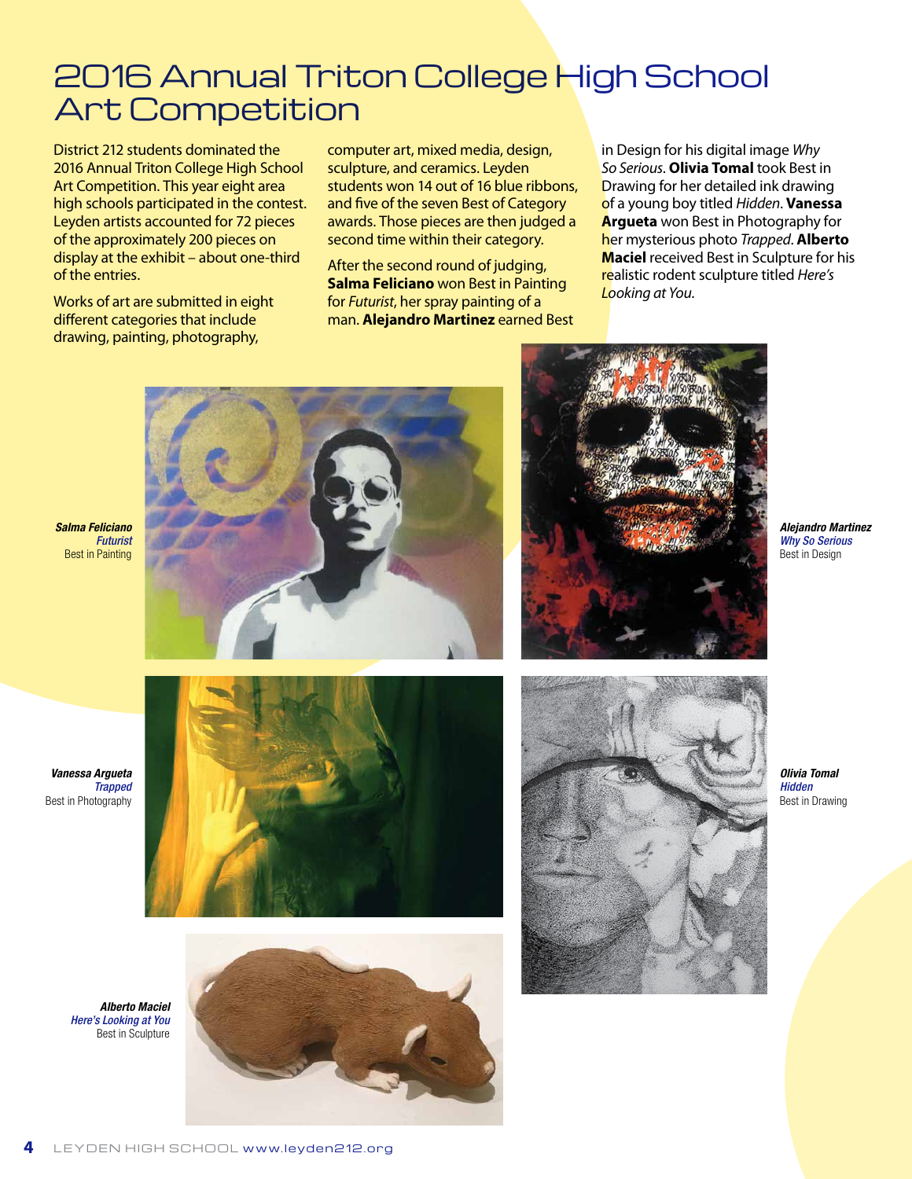# 2016 Annual Triton College High School Art Competition

District 212 students dominated the 2016 Annual Triton College High School Art Competition. This year eight area high schools participated in the contest. Leyden artists accounted for 72 pieces of the approximately 200 pieces on display at the exhibit – about one-third of the entries.

Works of art are submitted in eight different categories that include drawing, painting, photography, computer art, mixed media, design, sculpture, and ceramics. Leyden students won 14 out of 16 blue ribbons, and five of the seven Best of Category awards. Those pieces are then judged a second time within their category.

After the second round of judging, **Salma Feliciano** won Best in Painting for *Futurist*, her spray painting of a man. **Alejandro Martinez** earned Best in Design for his digital image *Why So Serious*. **Olivia Tomal** took Best in Drawing for her detailed ink drawing of a young boy titled *Hidden*. **Vanessa Argueta** won Best in Photography for her mysterious photo *Trapped*. **Alberto Maciel** received Best in Sculpture for his realistic rodent sculpture titled *Here's Looking at You*.

***Salma Feliciano***
*Futurist*
Best in Painting

***Alejandro Martinez***
*Why So Serious*
Best in Design

***Vanessa Argueta***
*Trapped*
Best in Photography

***Olivia Tomal***
*Hidden*
Best in Drawing

***Alberto Maciel***
*Here's Looking at You*
Best in Sculpture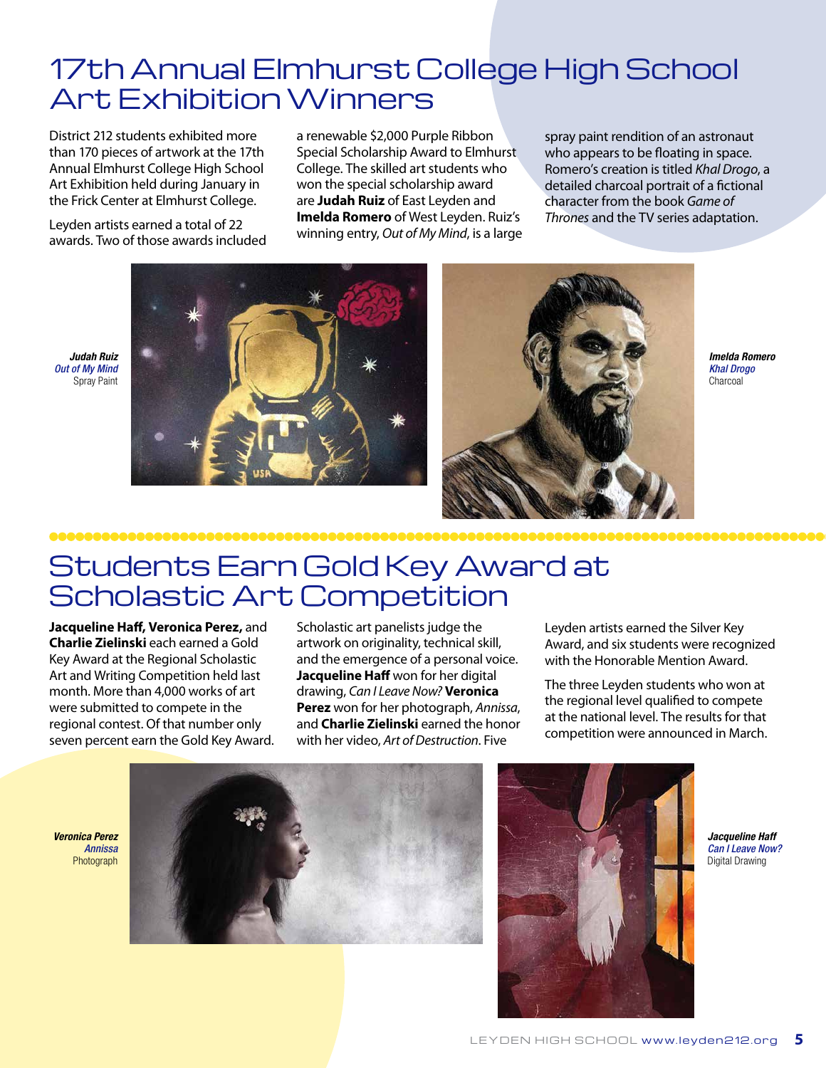# 17th Annual Elmhurst College High School Art Exhibition Winners

District 212 students exhibited more than 170 pieces of artwork at the 17th Annual Elmhurst College High School Art Exhibition held during January in the Frick Center at Elmhurst College.

Leyden artists earned a total of 22 awards. Two of those awards included a renewable $2,000 Purple Ribbon Special Scholarship Award to Elmhurst College. The skilled art students who won the special scholarship award are **Judah Ruiz** of East Leyden and **Imelda Romero** of West Leyden. Ruiz's winning entry, *Out of My Mind*, is a large spray paint rendition of an astronaut who appears to be floating in space. Romero's creation is titled *Khal Drogo*, a detailed charcoal portrait of a fictional character from the book *Game of Thrones* and the TV series adaptation.

***Judah Ruiz***
*Out of My Mind*
Spray Paint

***Imelda Romero***
*Khal Drogo*
Charcoal

# Students Earn Gold Key Award at Scholastic Art Competition

**Jacqueline Haff, Veronica Perez,** and **Charlie Zielinski** each earned a Gold Key Award at the Regional Scholastic Art and Writing Competition held last month. More than 4,000 works of art were submitted to compete in the regional contest. Of that number only seven percent earn the Gold Key Award.

Scholastic art panelists judge the artwork on originality, technical skill, and the emergence of a personal voice. **Jacqueline Haff** won for her digital drawing, *Can I Leave Now?* **Veronica Perez** won for her photograph, *Annissa*, and **Charlie Zielinski** earned the honor with her video, *Art of Destruction*. Five Leyden artists earned the Silver Key Award, and six students were recognized with the Honorable Mention Award.

The three Leyden students who won at the regional level qualified to compete at the national level. The results for that competition were announced in March.

***Veronica Perez***
*Annissa*
Photograph

***Jacqueline Haff***
*Can I Leave Now?*
Digital Drawing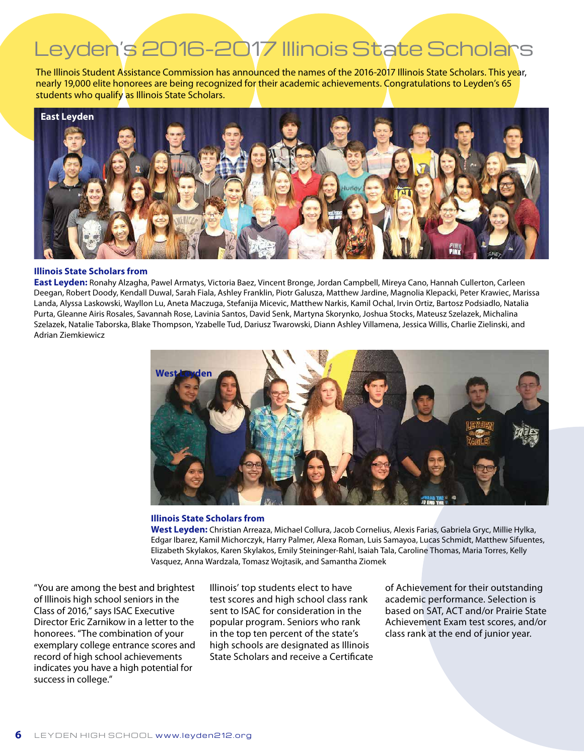# Leyden's 2016-2017 Illinois State Scholars

The Illinois Student Assistance Commission has announced the names of the 2016-2017 Illinois State Scholars. This year, nearly 19,000 elite honorees are being recognized for their academic achievements. Congratulations to Leyden's 65 students who qualify as Illinois State Scholars.

East Leyden

**Illinois State Scholars from**

**East Leyden:** Ronahy Alzagha, Pawel Armatys, Victoria Baez, Vincent Bronge, Jordan Campbell, Mireya Cano, Hannah Cullerton, Carleen Deegan, Robert Doody, Kendall Duwal, Sarah Fiala, Ashley Franklin, Piotr Galusza, Matthew Jardine, Magnolia Klepacki, Peter Krawiec, Marissa Landa, Alyssa Laskowski, Wayllon Lu, Aneta Maczuga, Stefanija Micevic, Matthew Narkis, Kamil Ochal, Irvin Ortiz, Bartosz Podsiadlo, Natalia Purta, Gleanne Airis Rosales, Savannah Rose, Lavinia Santos, David Senk, Martyna Skorynko, Joshua Stocks, Mateusz Szelazek, Michalina Szelazek, Natalie Taborska, Blake Thompson, Yzabelle Tud, Dariusz Twarowski, Diann Ashley Villamena, Jessica Willis, Charlie Zielinski, and Adrian Ziemkiewicz

West Leyden

**Illinois State Scholars from**

**West Leyden:** Christian Arreaza, Michael Collura, Jacob Cornelius, Alexis Farias, Gabriela Gryc, Millie Hylka, Edgar Ibarez, Kamil Michorczyk, Harry Palmer, Alexa Roman, Luis Samayoa, Lucas Schmidt, Matthew Sifuentes, Elizabeth Skylakos, Karen Skylakos, Emily Steininger-Rahl, Isaiah Tala, Caroline Thomas, Maria Torres, Kelly Vasquez, Anna Wardzala, Tomasz Wojtasik, and Samantha Ziomek

"You are among the best and brightest of Illinois high school seniors in the Class of 2016," says ISAC Executive Director Eric Zarnikow in a letter to the honorees. "The combination of your exemplary college entrance scores and record of high school achievements indicates you have a high potential for success in college."

Illinois' top students elect to have test scores and high school class rank sent to ISAC for consideration in the popular program. Seniors who rank in the top ten percent of the state's high schools are designated as Illinois State Scholars and receive a Certificate of Achievement for their outstanding academic performance. Selection is based on SAT, ACT and/or Prairie State Achievement Exam test scores, and/or class rank at the end of junior year.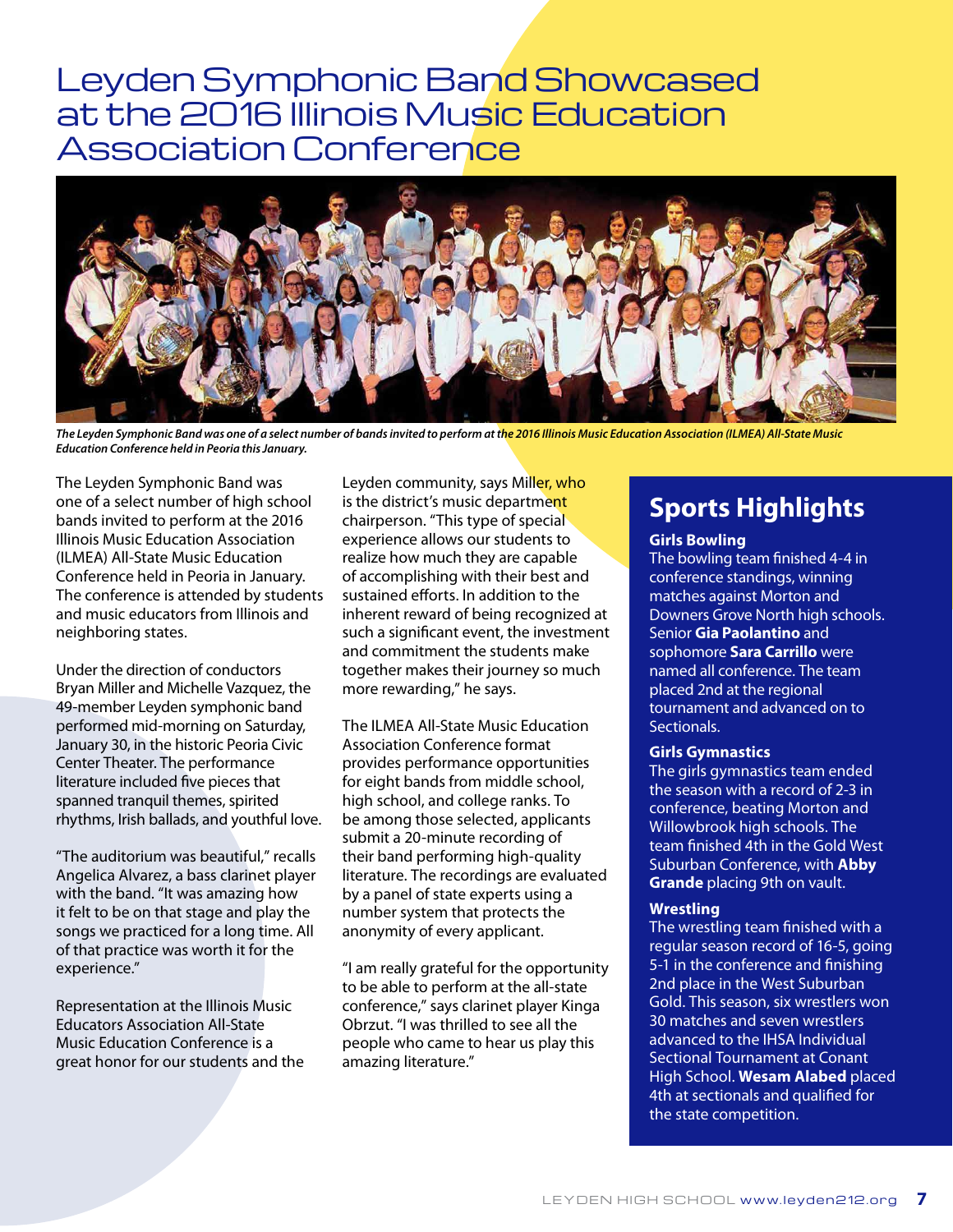# Leyden Symphonic Band Showcased at the 2016 Illinois Music Education Association Conference

*The Leyden Symphonic Band was one of a select number of bands invited to perform at the 2016 Illinois Music Education Association (ILMEA) All-State Music Education Conference held in Peoria this January.*

The Leyden Symphonic Band was one of a select number of high school bands invited to perform at the 2016 Illinois Music Education Association (ILMEA) All-State Music Education Conference held in Peoria in January. The conference is attended by students and music educators from Illinois and neighboring states.

Under the direction of conductors Bryan Miller and Michelle Vazquez, the 49-member Leyden symphonic band performed mid-morning on Saturday, January 30, in the historic Peoria Civic Center Theater. The performance literature included five pieces that spanned tranquil themes, spirited rhythms, Irish ballads, and youthful love.

"The auditorium was beautiful," recalls Angelica Alvarez, a bass clarinet player with the band. "It was amazing how it felt to be on that stage and play the songs we practiced for a long time. All of that practice was worth it for the experience."

Representation at the Illinois Music Educators Association All-State Music Education Conference is a great honor for our students and the Leyden community, says Miller, who is the district's music department chairperson. "This type of special experience allows our students to realize how much they are capable of accomplishing with their best and sustained efforts. In addition to the inherent reward of being recognized at such a significant event, the investment and commitment the students make together makes their journey so much more rewarding," he says.

The ILMEA All-State Music Education Association Conference format provides performance opportunities for eight bands from middle school, high school, and college ranks. To be among those selected, applicants submit a 20-minute recording of their band performing high-quality literature. The recordings are evaluated by a panel of state experts using a number system that protects the anonymity of every applicant.

"I am really grateful for the opportunity to be able to perform at the all-state conference," says clarinet player Kinga Obrzut. "I was thrilled to see all the people who came to hear us play this amazing literature."

## Sports Highlights

### Girls Bowling

The bowling team finished 4-4 in conference standings, winning matches against Morton and Downers Grove North high schools. Senior **Gia Paolantino** and sophomore **Sara Carrillo** were named all conference. The team placed 2nd at the regional tournament and advanced on to Sectionals.

### Girls Gymnastics

The girls gymnastics team ended the season with a record of 2-3 in conference, beating Morton and Willowbrook high schools. The team finished 4th in the Gold West Suburban Conference, with **Abby Grande** placing 9th on vault.

### Wrestling

The wrestling team finished with a regular season record of 16-5, going 5-1 in the conference and finishing 2nd place in the West Suburban Gold. This season, six wrestlers won 30 matches and seven wrestlers advanced to the IHSA Individual Sectional Tournament at Conant High School. **Wesam Alabed** placed 4th at sectionals and qualified for the state competition.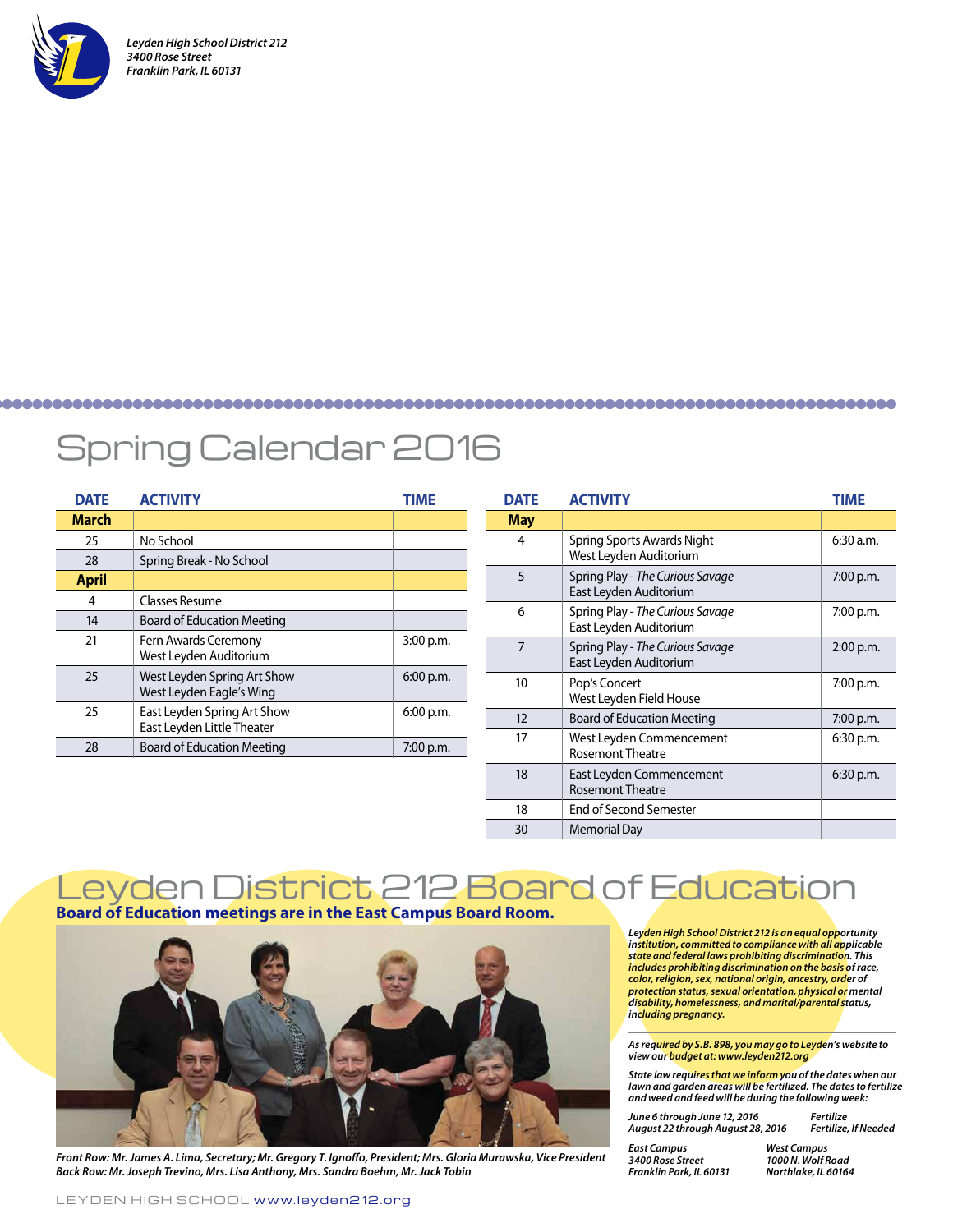Leyden High School District 212
3400 Rose Street
Franklin Park, IL 60131

# Spring Calendar 2016

| DATE | ACTIVITY | TIME |
|---|---|---|
| **March** | | |
| 25 | No School | |
| 28 | Spring Break - No School | |
| **April** | | |
| 4 | Classes Resume | |
| 14 | Board of Education Meeting | |
| 21 | Fern Awards Ceremony<br>West Leyden Auditorium | 3:00 p.m. |
| 25 | West Leyden Spring Art Show<br>West Leyden Eagle's Wing | 6:00 p.m. |
| 25 | East Leyden Spring Art Show<br>East Leyden Little Theater | 6:00 p.m. |
| 28 | Board of Education Meeting | 7:00 p.m. |

| DATE | ACTIVITY | TIME |
|---|---|---|
| **May** | | |
| 4 | Spring Sports Awards Night<br>West Leyden Auditorium | 6:30 a.m. |
| 5 | Spring Play - *The Curious Savage*<br>East Leyden Auditorium | 7:00 p.m. |
| 6 | Spring Play - *The Curious Savage*<br>East Leyden Auditorium | 7:00 p.m. |
| 7 | Spring Play - *The Curious Savage*<br>East Leyden Auditorium | 2:00 p.m. |
| 10 | Pop's Concert<br>West Leyden Field House | 7:00 p.m. |
| 12 | Board of Education Meeting | 7:00 p.m. |
| 17 | West Leyden Commencement<br>Rosemont Theatre | 6:30 p.m. |
| 18 | East Leyden Commencement<br>Rosemont Theatre | 6:30 p.m. |
| 18 | End of Second Semester | |
| 30 | Memorial Day | |

# Leyden District 212 Board of Education

**Board of Education meetings are in the East Campus Board Room.**

*Front Row: Mr. James A. Lima, Secretary; Mr. Gregory T. Ignoffo, President; Mrs. Gloria Murawska, Vice President*
*Back Row: Mr. Joseph Trevino, Mrs. Lisa Anthony, Mrs. Sandra Boehm, Mr. Jack Tobin*

***Leyden High School District 212 is an equal opportunity institution, committed to compliance with all applicable state and federal laws prohibiting discrimination. This includes prohibiting discrimination on the basis of race, color, religion, sex, national origin, ancestry, order of protection status, sexual orientation, physical or mental disability, homelessness, and marital/parental status, including pregnancy.***

*As required by S.B. 898, you may go to Leyden's website to view our budget at: www.leyden212.org*

*State law requires that we inform you of the dates when our lawn and garden areas will be fertilized. The dates to fertilize and weed and feed will be during the following week:*

| | |
|---|---|
| *June 6 through June 12, 2016* | *Fertilize* |
| *August 22 through August 28, 2016* | *Fertilize, If Needed* |

*East Campus*
*3400 Rose Street*
*Franklin Park, IL 60131*

*West Campus*
*1000 N. Wolf Road*
*Northlake, IL 60164*

LEYDEN HIGH SCHOOL www.leyden212.org